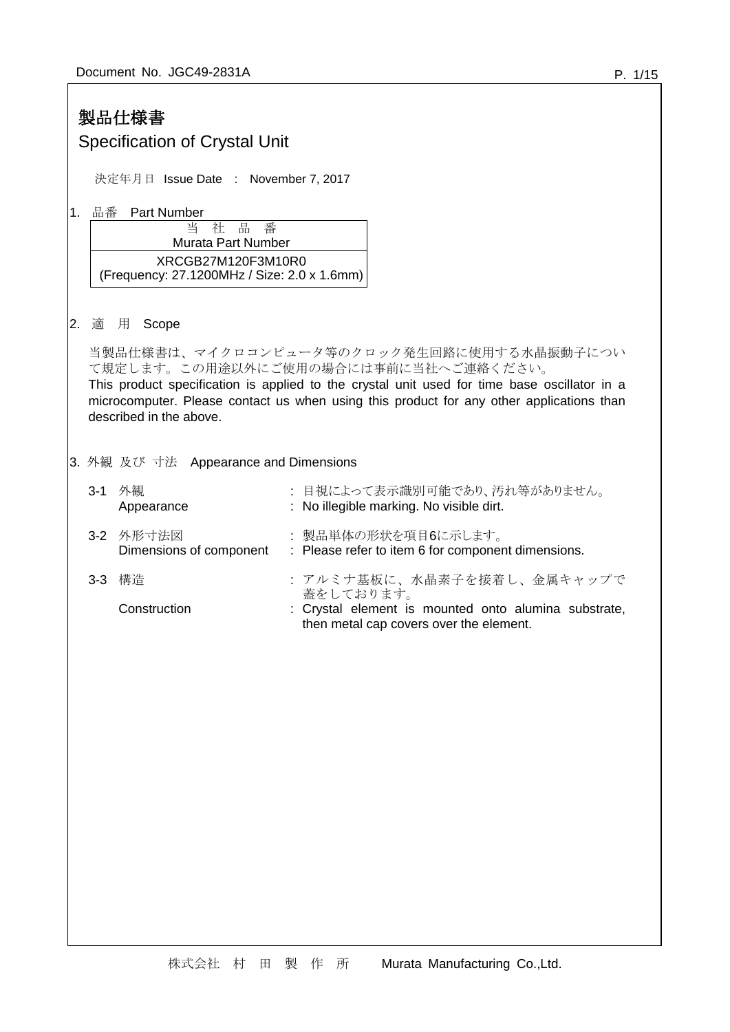Document No. JGC49-2831A

# 製品仕様書
# Specification of Crystal Unit

決定年月日 Issue Date : November 7, 2017

1. 品番 Part Number

| 当 社 品 番<br>Murata Part Number |
|---|
| XRCGB27M120F3M10R0<br>(Frequency: 27.1200MHz / Size: 2.0 x 1.6mm) |

2. 適 用 Scope

当製品仕様書は、マイクロコンピュータ等のクロック発生回路に使用する水晶振動子について規定します。この用途以外にご使用の場合には事前に当社へご連絡ください。
This product specification is applied to the crystal unit used for time base oscillator in a microcomputer. Please contact us when using this product for any other applications than described in the above.

3. 外観 及び 寸法 Appearance and Dimensions

3-1 外観 : 目視によって表示識別可能であり、汚れ等がありません。
Appearance : No illegible marking. No visible dirt.

3-2 外形寸法図 : 製品単体の形状を項目6に示します。
Dimensions of component : Please refer to item 6 for component dimensions.

3-3 構造 : アルミナ基板に、水晶素子を接着し、金属キャップで蓋をしております。
Construction : Crystal element is mounted onto alumina substrate, then metal cap covers over the element.

株式会社 村 田 製 作 所 Murata Manufacturing Co.,Ltd.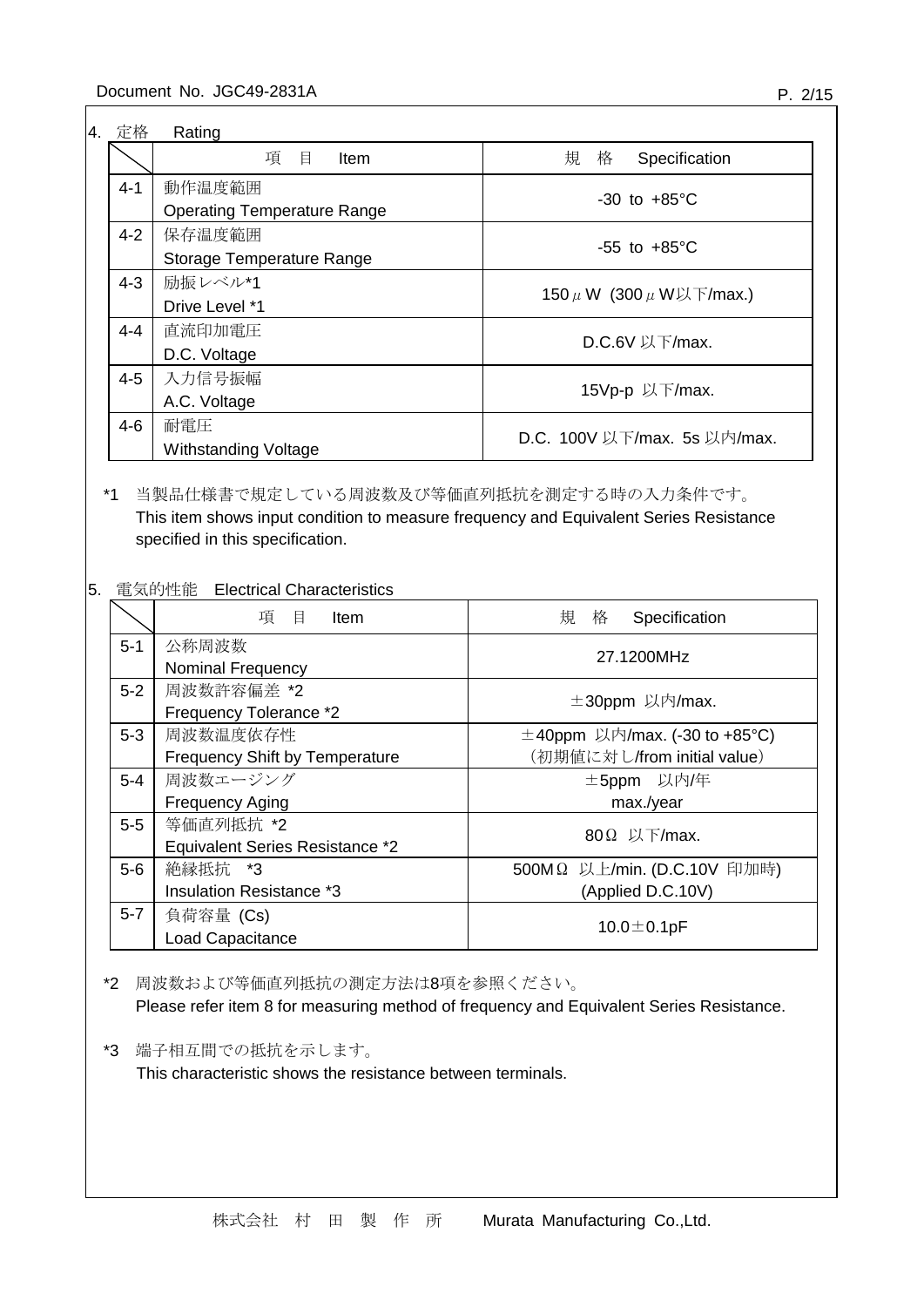## 4. 定格　Rating

| | 項　目　Item | 規　格　Specification |
|---|---|---|
| 4-1 | 動作温度範囲<br>Operating Temperature Range | -30 to +85°C |
| 4-2 | 保存温度範囲<br>Storage Temperature Range | -55 to +85°C |
| 4-3 | 励振レベル*1<br>Drive Level *1 | 150 μ W (300 μ W以下/max.) |
| 4-4 | 直流印加電圧<br>D.C. Voltage | D.C.6V 以下/max. |
| 4-5 | 入力信号振幅<br>A.C. Voltage | 15Vp-p 以下/max. |
| 4-6 | 耐電圧<br>Withstanding Voltage | D.C. 100V 以下/max. 5s 以内/max. |

*1 当製品仕様書で規定している周波数及び等価直列抵抗を測定する時の入力条件です。
This item shows input condition to measure frequency and Equivalent Series Resistance specified in this specification.

## 5. 電気的性能　Electrical Characteristics

| | 項　目　Item | 規　格　Specification |
|---|---|---|
| 5-1 | 公称周波数<br>Nominal Frequency | 27.1200MHz |
| 5-2 | 周波数許容偏差 *2<br>Frequency Tolerance *2 | ±30ppm 以内/max. |
| 5-3 | 周波数温度依存性<br>Frequency Shift by Temperature | ±40ppm 以内/max. (-30 to +85°C)<br>（初期値に対し/from initial value） |
| 5-4 | 周波数エージング<br>Frequency Aging | ±5ppm　以内/年<br>max./year |
| 5-5 | 等価直列抵抗 *2<br>Equivalent Series Resistance *2 | 80Ω 以下/max. |
| 5-6 | 絶縁抵抗　*3<br>Insulation Resistance *3 | 500MΩ 以上/min. (D.C.10V 印加時)<br>(Applied D.C.10V) |
| 5-7 | 負荷容量 (Cs)<br>Load Capacitance | 10.0±0.1pF |

*2 周波数および等価直列抵抗の測定方法は8項を参照ください。
Please refer item 8 for measuring method of frequency and Equivalent Series Resistance.

*3 端子相互間での抵抗を示します。
This characteristic shows the resistance between terminals.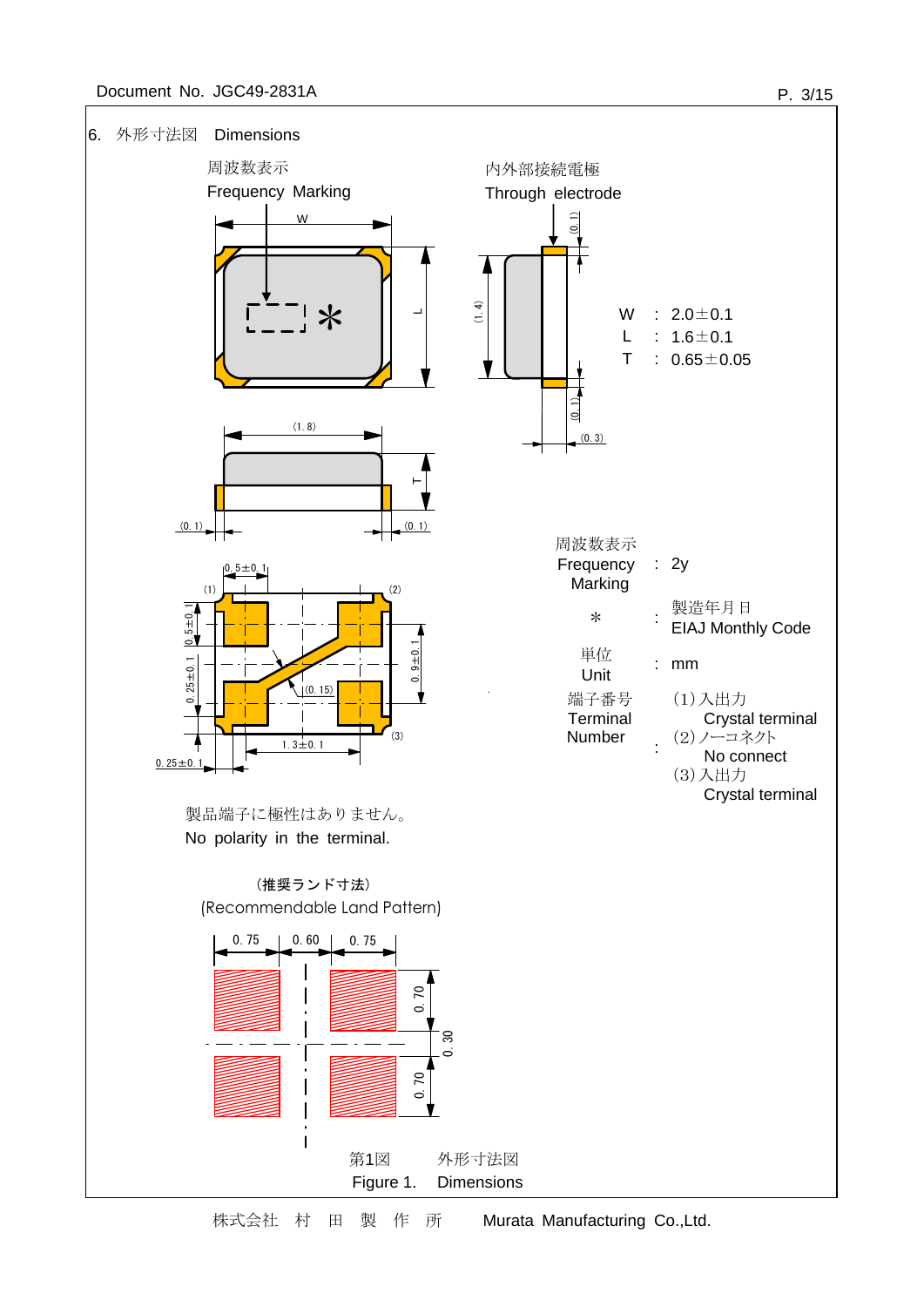## 6. 外形寸法図　Dimensions

周波数表示
Frequency Marking

内外部接続電極
Through electrode

W : 2.0±0.1
L : 1.6±0.1
T : 0.65±0.05

| | | |
|---|---|---|
| 周波数表示 Frequency Marking | : | 2y |
| * | : | 製造年月日 EIAJ Monthly Code |
| 単位 Unit | : | mm |
| 端子番号 Terminal Number | : | (1)入出力 Crystal terminal<br>(2)ノーコネクト No connect<br>(3)入出力 Crystal terminal |

製品端子に極性はありません。
No polarity in the terminal.

（推奨ランド寸法）
(Recommendable Land Pattern)

第1図　外形寸法図
Figure 1.　Dimensions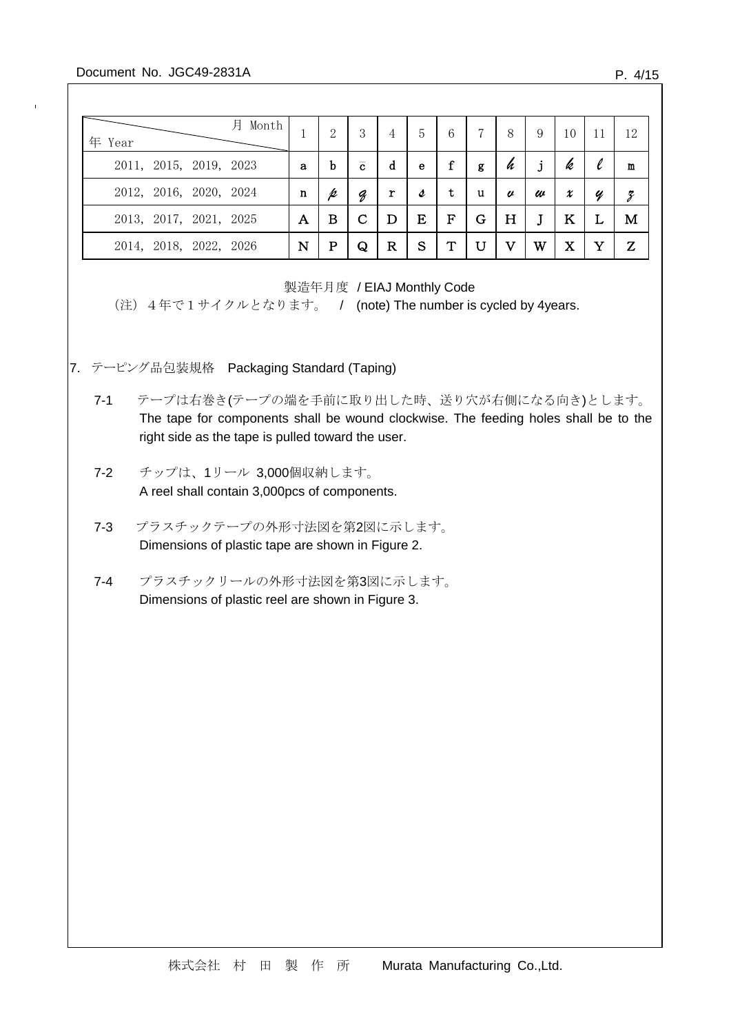| 月 Month / 年 Year | 1 | 2 | 3 | 4 | 5 | 6 | 7 | 8 | 9 | 10 | 11 | 12 |
|---|---|---|---|---|---|---|---|---|---|---|---|---|
| 2011, 2015, 2019, 2023 | a | b | c̄ | d | e | f | g | h | j | k | ℓ | m |
| 2012, 2016, 2020, 2024 | n | p | q | r | s | t | u | v | w | x | y | z |
| 2013, 2017, 2021, 2025 | A | B | C | D | E | F | G | H | J | K | L | M |
| 2014, 2018, 2022, 2026 | N | P | Q | R | S | T | U | V | W | X | Y | Z |

製造年月度 / EIAJ Monthly Code

（注） ４年で１サイクルとなります。 / (note) The number is cycled by 4years.

## 7. テーピング品包装規格 Packaging Standard (Taping)

7-1 テープは右巻き(テープの端を手前に取り出した時、送り穴が右側になる向き)とします。
The tape for components shall be wound clockwise. The feeding holes shall be to the right side as the tape is pulled toward the user.

7-2 チップは、1リール 3,000個収納します。
A reel shall contain 3,000pcs of components.

7-3 プラスチックテープの外形寸法図を第2図に示します。
Dimensions of plastic tape are shown in Figure 2.

7-4 プラスチックリールの外形寸法図を第3図に示します。
Dimensions of plastic reel are shown in Figure 3.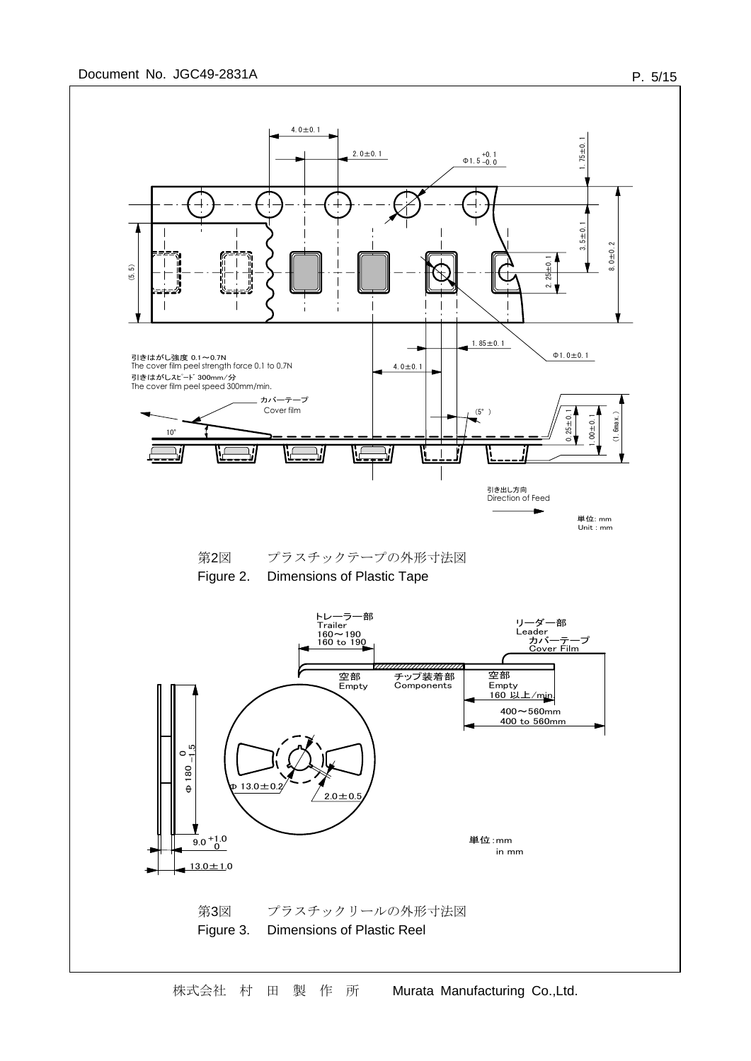4.0±0.1

2.0±0.1

Φ1.5 +0.1 −0.0

1.75±0.1

3.5±0.1

8.0±0.2

2.25±0.1

(5.5)

1.85±0.1

Φ1.0±0.1

4.0±0.1

引きはがし強度 0.1～0.7N
The cover film peel strength force 0.1 to 0.7N
引きはがしｽﾋﾟｰﾄﾞ 300mm／分
The cover film peel speed 300mm/min.

カバーテープ
Cover film

10°

(5°)

0.25±0.1

1.00±0.1

(1.6max.)

引き出し方向
Direction of Feed

単位: mm
Unit : mm

第2図　　プラスチックテープの外形寸法図

Figure 2.　Dimensions of Plastic Tape

トレーラー部
Trailer
160～190
160 to 190

リーダー部
Leader
カバーテープ
Cover Film

空部
Empty

チップ装着部
Components

空部
Empty
160 以上／min.

400～560mm
400 to 560mm

Φ180 0 −1.5

Φ 13.0±0.2

2.0±0.5

9.0 +1.0 0

13.0±1.0

単位 : mm
in mm

第3図　　プラスチックリールの外形寸法図

Figure 3.　Dimensions of Plastic Reel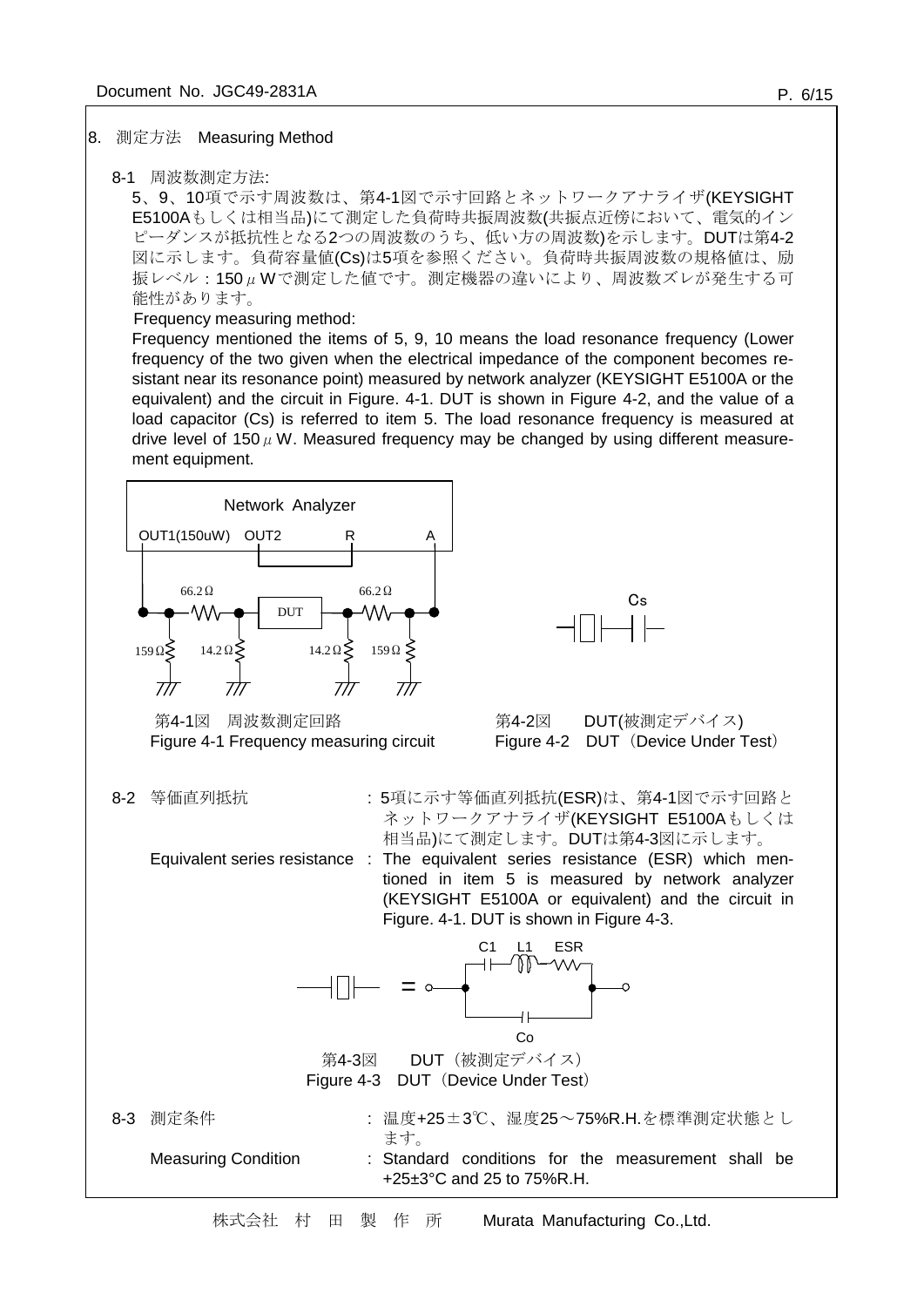## 8. 測定方法　Measuring Method

### 8-1 周波数測定方法:

5、9、10項で示す周波数は、第4-1図で示す回路とネットワークアナライザ(KEYSIGHT E5100Aもしくは相当品)にて測定した負荷時共振周波数(共振点近傍において、電気的インピーダンスが抵抗性となる2つの周波数のうち、低い方の周波数)を示します。DUTは第4-2図に示します。負荷容量値(Cs)は5項を参照ください。負荷時共振周波数の規格値は、励振レベル：150μWで測定した値です。測定機器の違いにより、周波数ズレが発生する可能性があります。

Frequency measuring method:

Frequency mentioned the items of 5, 9, 10 means the load resonance frequency (Lower frequency of the two given when the electrical impedance of the component becomes resistant near its resonance point) measured by network analyzer (KEYSIGHT E5100A or the equivalent) and the circuit in Figure. 4-1. DUT is shown in Figure 4-2, and the value of a load capacitor (Cs) is referred to item 5. The load resonance frequency is measured at drive level of 150μW. Measured frequency may be changed by using different measurement equipment.

Network Analyzer
OUT1(150uW)　OUT2　R　A
66.2Ω　DUT　66.2Ω
159Ω　14.2Ω　14.2Ω　159Ω

第4-1図　周波数測定回路
Figure 4-1 Frequency measuring circuit

Cs

第4-2図　DUT(被測定デバイス)
Figure 4-2　DUT（Device Under Test）

### 8-2 等価直列抵抗

: 5項に示す等価直列抵抗(ESR)は、第4-1図で示す回路とネットワークアナライザ(KEYSIGHT E5100Aもしくは相当品)にて測定します。DUTは第4-3図に示します。

Equivalent series resistance : The equivalent series resistance (ESR) which mentioned in item 5 is measured by network analyzer (KEYSIGHT E5100A or equivalent) and the circuit in Figure. 4-1. DUT is shown in Figure 4-3.

C1　L1　ESR
=
Co

第4-3図　DUT（被測定デバイス）
Figure 4-3　DUT（Device Under Test）

### 8-3 測定条件

: 温度+25±3℃、湿度25～75%R.H.を標準測定状態とします。

Measuring Condition : Standard conditions for the measurement shall be +25±3°C and 25 to 75%R.H.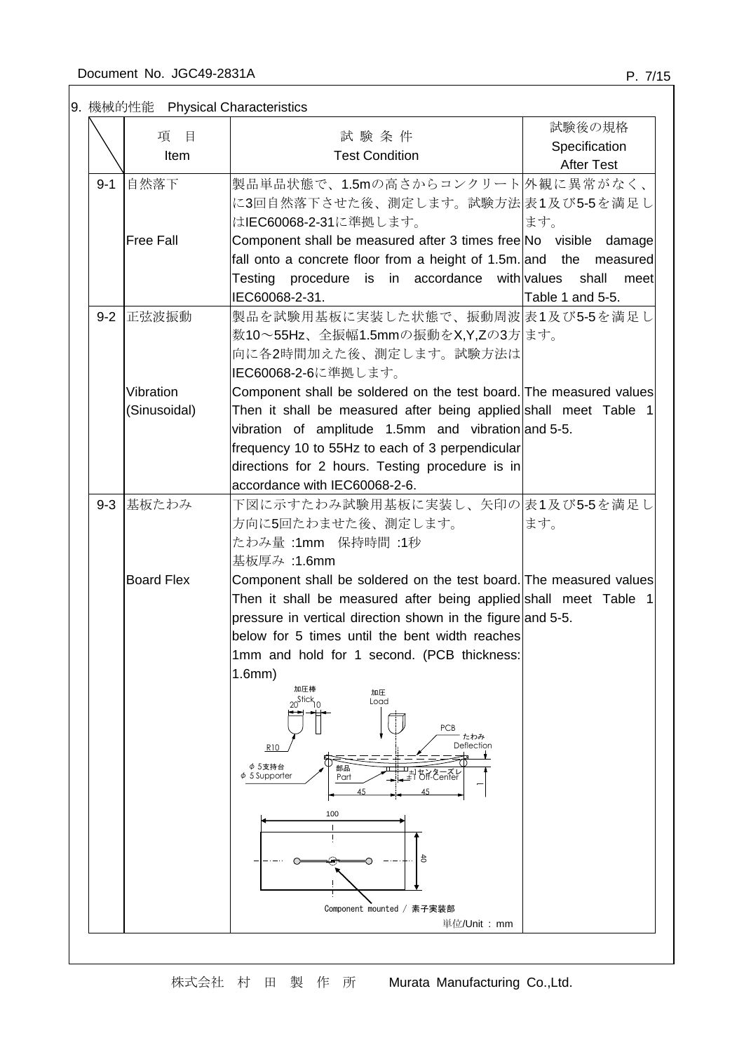## 9. 機械的性能　Physical Characteristics

| | 項　目<br>Item | 試 験 条 件<br>Test Condition | 試験後の規格<br>Specification<br>After Test |
|---|---|---|---|
| 9-1 | 自然落下<br><br>Free Fall | 製品単品状態で、1.5mの高さからコンクリートに3回自然落下させた後、測定します。試験方法はIEC60068-2-31に準拠します。<br>Component shall be measured after 3 times free fall onto a concrete floor from a height of 1.5m. Testing procedure is in accordance with IEC60068-2-31. | 外観に異常がなく、表1及び5-5を満足します。<br>No visible damage and the measured values shall meet Table 1 and 5-5. |
| 9-2 | 正弦波振動<br><br>Vibration (Sinusoidal) | 製品を試験用基板に実装した状態で、振動周波数10～55Hz、全振幅1.5mmの振動をX,Y,Zの3方向に各2時間加えた後、測定します。試験方法はIEC60068-2-6に準拠します。<br>Component shall be soldered on the test board. Then it shall be measured after being applied vibration of amplitude 1.5mm and vibration frequency 10 to 55Hz to each of 3 perpendicular directions for 2 hours. Testing procedure is in accordance with IEC60068-2-6. | 表1及び5-5を満足します。<br>The measured values shall meet Table 1 and 5-5. |
| 9-3 | 基板たわみ<br><br>Board Flex | 下図に示すたわみ試験用基板に実装し、矢印の方向に5回たわませた後、測定します。<br>たわみ量 :1mm　保持時間 :1秒<br>基板厚み :1.6mm<br>Component shall be soldered on the test board. Then it shall be measured after being applied pressure in vertical direction shown in the figure below for 5 times until the bent width reaches 1mm and hold for 1 second. (PCB thickness: 1.6mm)<br>加圧棒 Stick 20 10 / 加圧 Load / PCB / たわみ Deflection / R10 / φ5支持台 φ5 Supporter / 部品 Part / ±1センターズレ ±1 Off-Center / 45 45 / 1 / 100 / 40 / Component mounted / 素子実装部<br>単位/Unit : mm | 表1及び5-5を満足します。<br>The measured values shall meet Table 1 and 5-5. |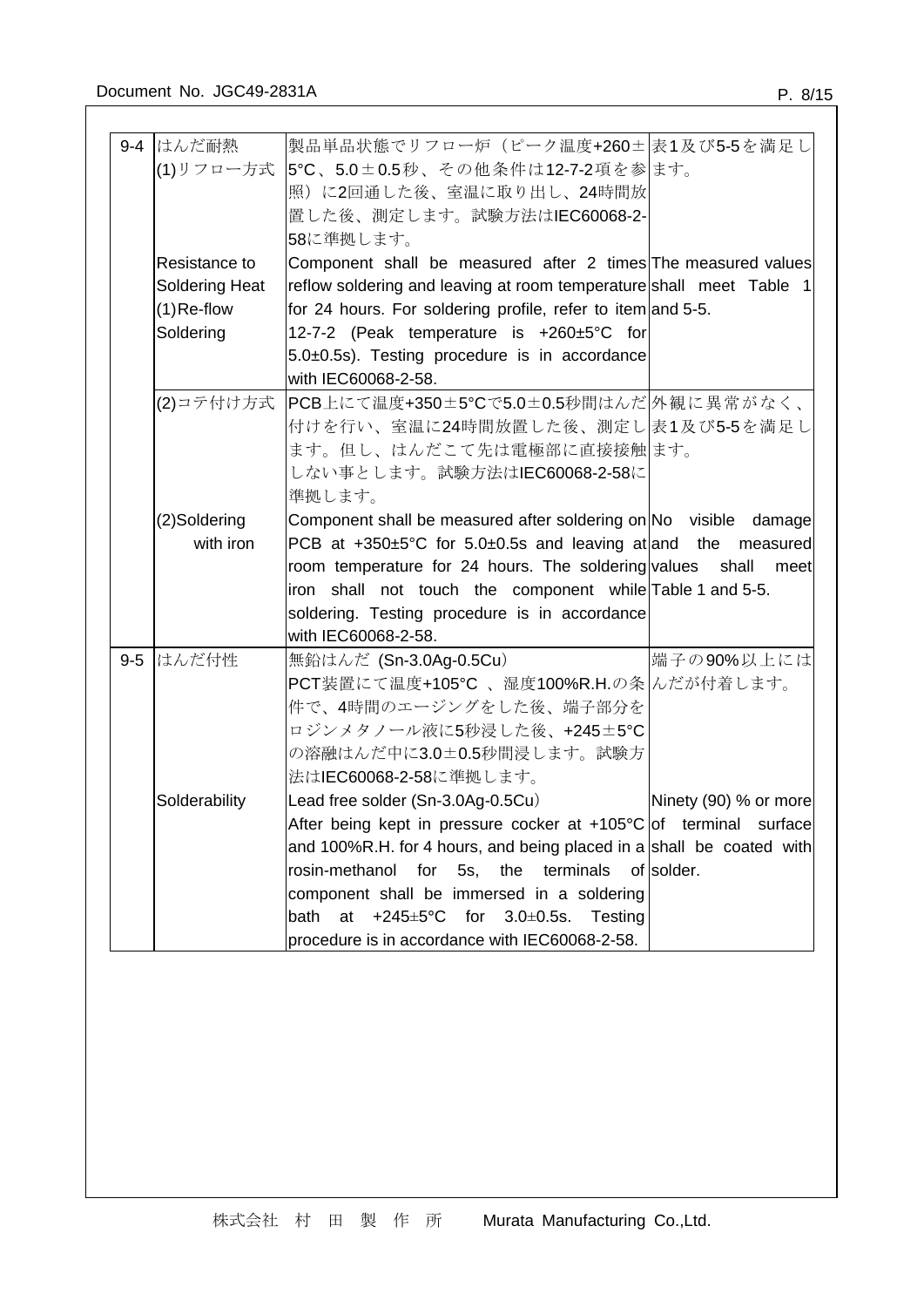| | | | |
|---|---|---|---|
| 9-4 | はんだ耐熱<br>(1)リフロー方式 | 製品単品状態でリフロー炉（ピーク温度+260±5°C、5.0±0.5秒、その他条件は12-7-2項を参照）に2回通した後、室温に取り出し、24時間放置した後、測定します。試験方法はIEC60068-2-58に準拠します。 | 表1及び5-5を満足します。 |
| | Resistance to Soldering Heat<br>(1)Re-flow Soldering | Component shall be measured after 2 times reflow soldering and leaving at room temperature for 24 hours. For soldering profile, refer to item 12-7-2 (Peak temperature is +260±5°C for 5.0±0.5s). Testing procedure is in accordance with IEC60068-2-58. | The measured values shall meet Table 1 and 5-5. |
| | (2)コテ付け方式 | PCB上にて温度+350±5°Cで5.0±0.5秒間はんだ付けを行い、室温に24時間放置した後、測定します。但し、はんだこて先は電極部に直接接触しない事とします。試験方法はIEC60068-2-58に準拠します。 | 外観に異常がなく、表1及び5-5を満足します。 |
| | (2)Soldering with iron | Component shall be measured after soldering on PCB at +350±5°C for 5.0±0.5s and leaving at room temperature for 24 hours. The soldering iron shall not touch the component while soldering. Testing procedure is in accordance with IEC60068-2-58. | No visible damage and the measured values shall meet Table 1 and 5-5. |
| 9-5 | はんだ付性 | 無鉛はんだ (Sn-3.0Ag-0.5Cu)<br>PCT装置にて温度+105°C 、湿度100%R.H.の条件で、4時間のエージングをした後、端子部分をロジンメタノール液に5秒浸した後、+245±5°Cの溶融はんだ中に3.0±0.5秒間浸します。試験方法はIEC60068-2-58に準拠します。 | 端子の90%以上にはんだが付着します。 |
| | Solderability | Lead free solder (Sn-3.0Ag-0.5Cu)<br>After being kept in pressure cocker at +105°C and 100%R.H. for 4 hours, and being placed in a rosin-methanol for 5s, the terminals of component shall be immersed in a soldering bath at +245±5°C for 3.0±0.5s. Testing procedure is in accordance with IEC60068-2-58. | Ninety (90) % or more of terminal surface shall be coated with solder. |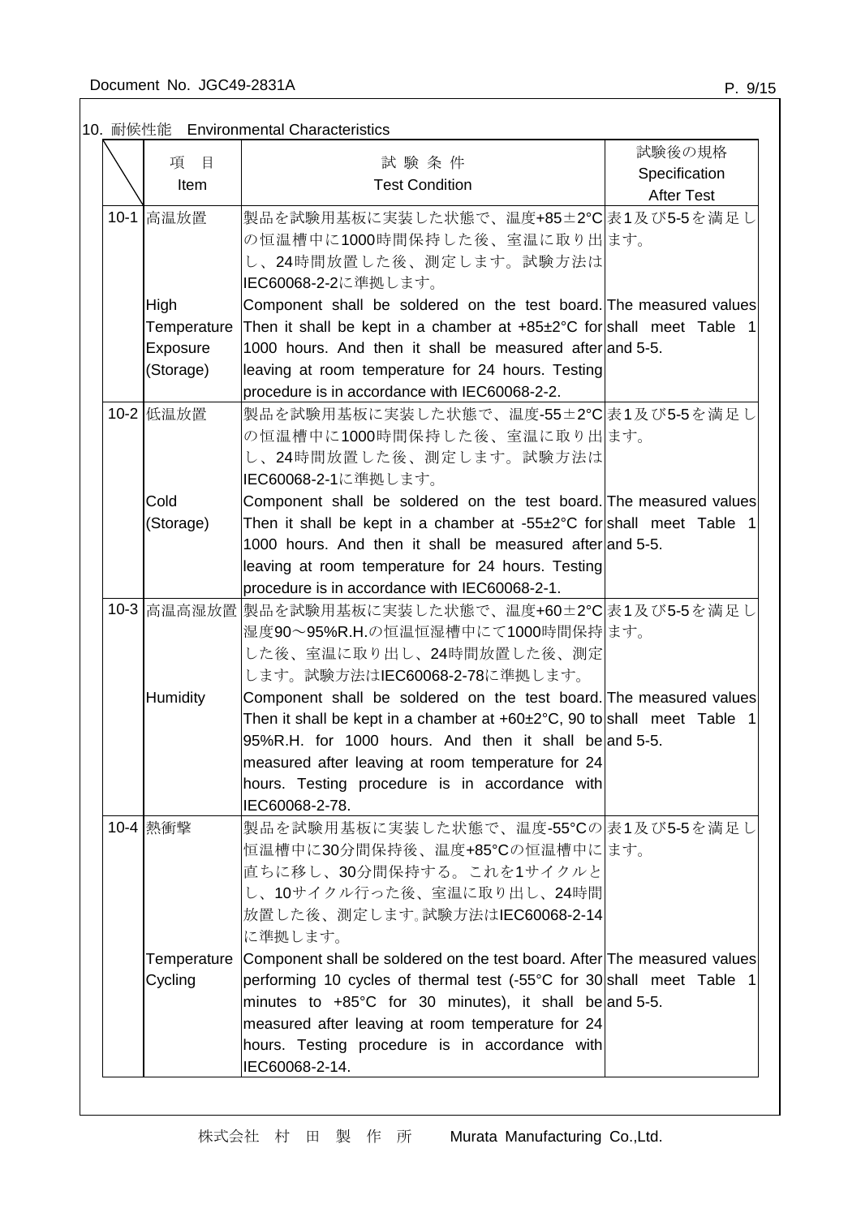## 10. 耐候性能　Environmental Characteristics

| | 項　目<br>Item | 試 験 条 件<br>Test Condition | 試験後の規格<br>Specification After Test |
|---|---|---|---|
| 10-1 | 高温放置<br><br>High Temperature Exposure (Storage) | 製品を試験用基板に実装した状態で、温度+85±2°Cの恒温槽中に1000時間保持した後、室温に取り出し、24時間放置した後、測定します。試験方法はIEC60068-2-2に準拠します。<br>Component shall be soldered on the test board. Then it shall be kept in a chamber at +85±2°C for 1000 hours. And then it shall be measured after leaving at room temperature for 24 hours. Testing procedure is in accordance with IEC60068-2-2. | 表1及び5-5を満足します。<br>The measured values shall meet Table 1 and 5-5. |
| 10-2 | 低温放置<br><br>Cold (Storage) | 製品を試験用基板に実装した状態で、温度-55±2°Cの恒温槽中に1000時間保持した後、室温に取り出し、24時間放置した後、測定します。試験方法はIEC60068-2-1に準拠します。<br>Component shall be soldered on the test board. Then it shall be kept in a chamber at -55±2°C for 1000 hours. And then it shall be measured after leaving at room temperature for 24 hours. Testing procedure is in accordance with IEC60068-2-1. | 表1及び5-5を満足します。<br>The measured values shall meet Table 1 and 5-5. |
| 10-3 | 高温高湿放置<br><br>Humidity | 製品を試験用基板に実装した状態で、温度+60±2°C湿度90～95%R.H.の恒温恒湿槽中にて1000時間保持した後、室温に取り出し、24時間放置した後、測定します。試験方法はIEC60068-2-78に準拠します。<br>Component shall be soldered on the test board. Then it shall be kept in a chamber at +60±2°C, 90 to 95%R.H. for 1000 hours. And then it shall be measured after leaving at room temperature for 24 hours. Testing procedure is in accordance with IEC60068-2-78. | 表1及び5-5を満足します。<br>The measured values shall meet Table 1 and 5-5. |
| 10-4 | 熱衝撃<br><br>Temperature Cycling | 製品を試験用基板に実装した状態で、温度-55°Cの恒温槽中に30分間保持後、温度+85°Cの恒温槽中に直ちに移し、30分間保持する。これを1サイクルとし、10サイクル行った後、室温に取り出し、24時間放置した後、測定します。試験方法はIEC60068-2-14に準拠します。<br>Component shall be soldered on the test board. After performing 10 cycles of thermal test (-55°C for 30 minutes to +85°C for 30 minutes), it shall be measured after leaving at room temperature for 24 hours. Testing procedure is in accordance with IEC60068-2-14. | 表1及び5-5を満足します。<br>The measured values shall meet Table 1 and 5-5. |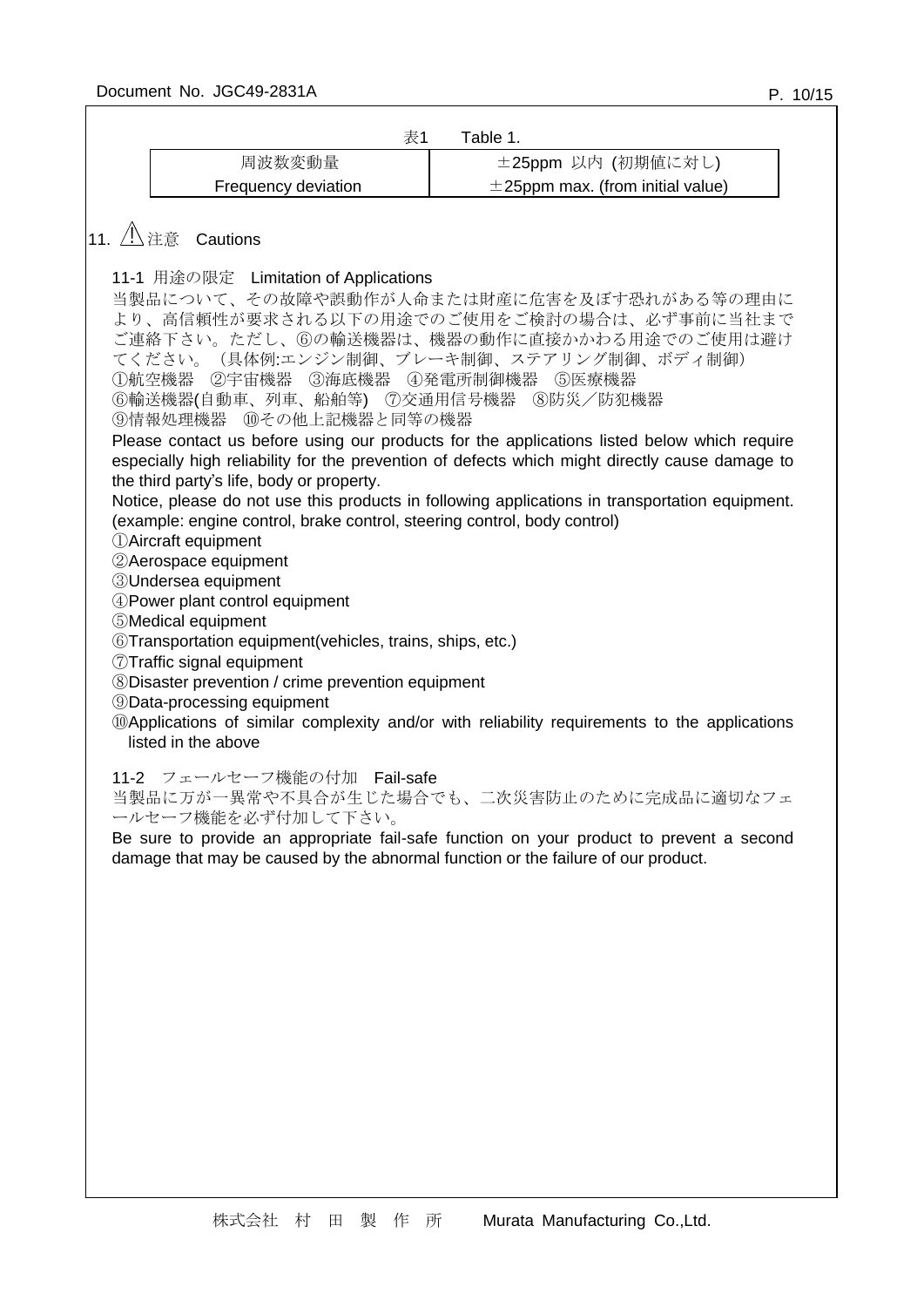表1　Table 1.

| 周波数変動量<br>Frequency deviation | ±25ppm 以内 (初期値に対し)<br>±25ppm max. (from initial value) |
|---|---|

## 11. ⚠注意　Cautions

### 11-1 用途の限定　Limitation of Applications

当製品について、その故障や誤動作が人命または財産に危害を及ぼす恐れがある等の理由により、高信頼性が要求される以下の用途でのご使用をご検討の場合は、必ず事前に当社までご連絡下さい。ただし、⑥の輸送機器は、機器の動作に直接かかわる用途でのご使用は避けてください。（具体例:エンジン制御、ブレーキ制御、ステアリング制御、ボディ制御）

①航空機器　②宇宙機器　③海底機器　④発電所制御機器　⑤医療機器
⑥輸送機器(自動車、列車、船舶等)　⑦交通用信号機器　⑧防災／防犯機器
⑨情報処理機器　⑩その他上記機器と同等の機器

Please contact us before using our products for the applications listed below which require especially high reliability for the prevention of defects which might directly cause damage to the third party's life, body or property.

Notice, please do not use this products in following applications in transportation equipment. (example: engine control, brake control, steering control, body control)

①Aircraft equipment
②Aerospace equipment
③Undersea equipment
④Power plant control equipment
⑤Medical equipment
⑥Transportation equipment(vehicles, trains, ships, etc.)
⑦Traffic signal equipment
⑧Disaster prevention / crime prevention equipment
⑨Data-processing equipment
⑩Applications of similar complexity and/or with reliability requirements to the applications listed in the above

### 11-2　フェールセーフ機能の付加　Fail-safe

当製品に万が一異常や不具合が生じた場合でも、二次災害防止のために完成品に適切なフェールセーフ機能を必ず付加して下さい。

Be sure to provide an appropriate fail-safe function on your product to prevent a second damage that may be caused by the abnormal function or the failure of our product.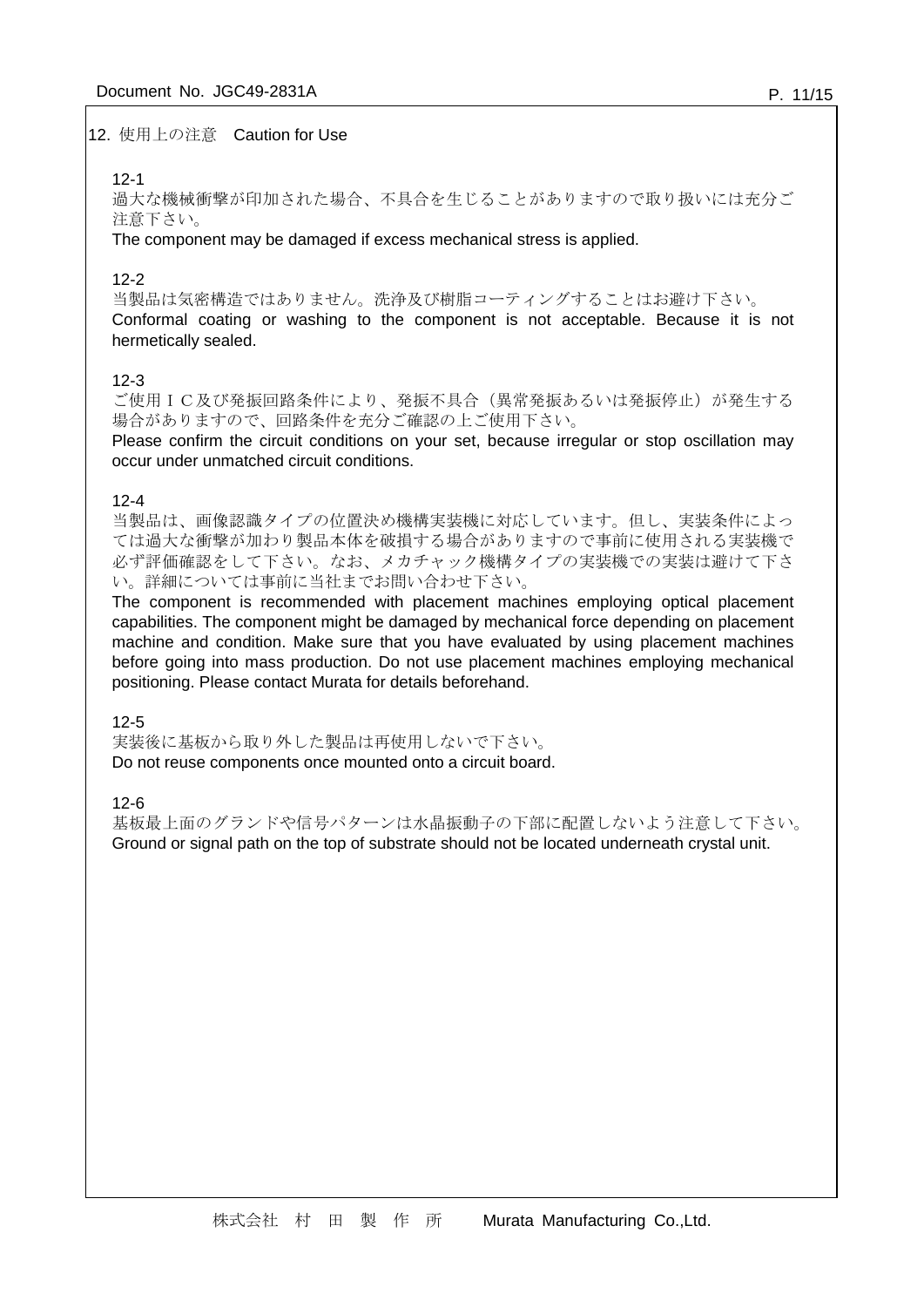## 12. 使用上の注意　Caution for Use

12-1

過大な機械衝撃が印加された場合、不具合を生じることがありますので取り扱いには充分ご注意下さい。

The component may be damaged if excess mechanical stress is applied.

12-2

当製品は気密構造ではありません。洗浄及び樹脂コーティングすることはお避け下さい。

Conformal coating or washing to the component is not acceptable. Because it is not hermetically sealed.

12-3

ご使用ＩＣ及び発振回路条件により、発振不具合（異常発振あるいは発振停止）が発生する場合がありますので、回路条件を充分ご確認の上ご使用下さい。

Please confirm the circuit conditions on your set, because irregular or stop oscillation may occur under unmatched circuit conditions.

12-4

当製品は、画像認識タイプの位置決め機構実装機に対応しています。但し、実装条件によっては過大な衝撃が加わり製品本体を破損する場合がありますので事前に使用される実装機で必ず評価確認をして下さい。なお、メカチャック機構タイプの実装機での実装は避けて下さい。詳細については事前に当社までお問い合わせ下さい。

The component is recommended with placement machines employing optical placement capabilities. The component might be damaged by mechanical force depending on placement machine and condition. Make sure that you have evaluated by using placement machines before going into mass production. Do not use placement machines employing mechanical positioning. Please contact Murata for details beforehand.

12-5

実装後に基板から取り外した製品は再使用しないで下さい。

Do not reuse components once mounted onto a circuit board.

12-6

基板最上面のグランドや信号パターンは水晶振動子の下部に配置しないよう注意して下さい。

Ground or signal path on the top of substrate should not be located underneath crystal unit.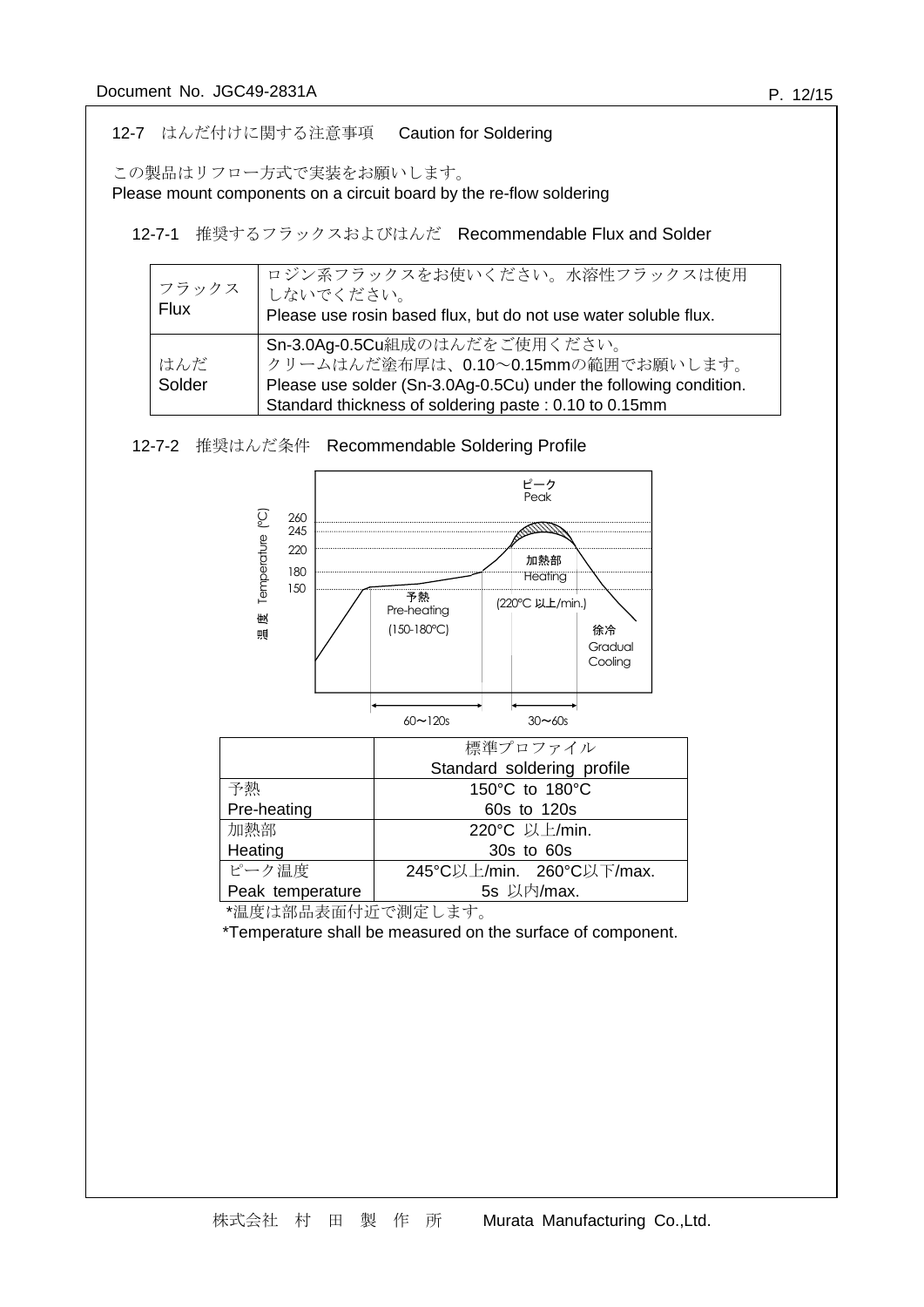## 12-7　はんだ付けに関する注意事項　Caution for Soldering

この製品はリフロー方式で実装をお願いします。
Please mount components on a circuit board by the re-flow soldering

### 12-7-1　推奨するフラックスおよびはんだ　Recommendable Flux and Solder

| | |
|---|---|
| フラックス<br>Flux | ロジン系フラックスをお使いください。水溶性フラックスは使用しないでください。<br>Please use rosin based flux, but do not use water soluble flux. |
| はんだ<br>Solder | Sn-3.0Ag-0.5Cu組成のはんだをご使用ください。<br>クリームはんだ塗布厚は、0.10～0.15mmの範囲でお願いします。<br>Please use solder (Sn-3.0Ag-0.5Cu) under the following condition.<br>Standard thickness of soldering paste : 0.10 to 0.15mm |

### 12-7-2　推奨はんだ条件　Recommendable Soldering Profile

温度 Temperature (°C)

260
245
220
180
150

ピーク
Peak

加熱部
Heating
(220°C 以上/min.)

予熱
Pre-heating
(150-180°C)

徐冷
Gradual
Cooling

60～120s　　30～60s

| | 標準プロファイル<br>Standard soldering profile |
|---|---|
| 予熱<br>Pre-heating | 150°C to 180°C<br>60s to 120s |
| 加熱部<br>Heating | 220°C 以上/min.<br>30s to 60s |
| ピーク温度<br>Peak temperature | 245°C以上/min.　260°C以下/max.<br>5s 以内/max. |

*温度は部品表面付近で測定します。

*Temperature shall be measured on the surface of component.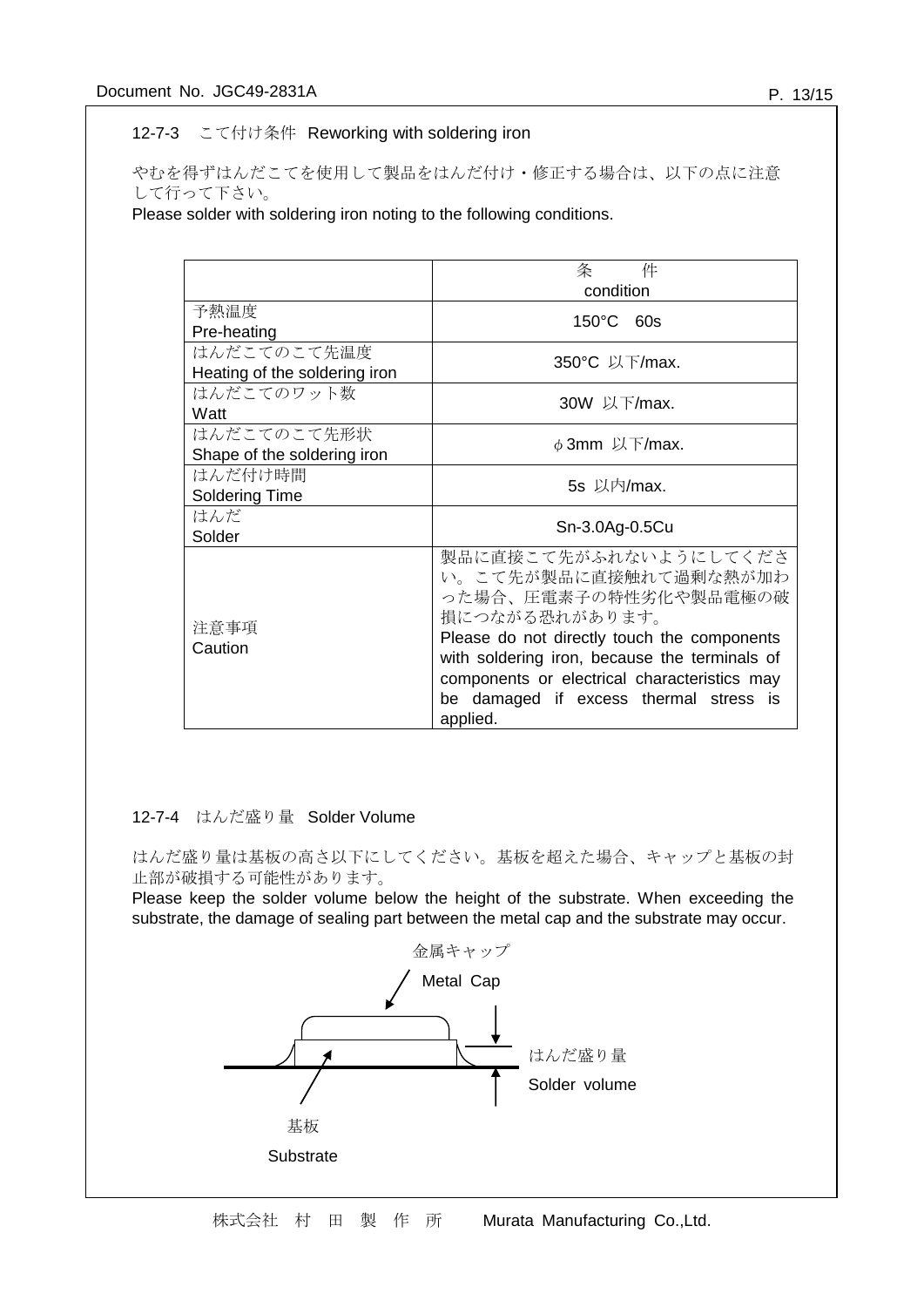### 12-7-3　こて付け条件　Reworking with soldering iron

やむを得ずはんだこてを使用して製品をはんだ付け・修正する場合は、以下の点に注意して行って下さい。
Please solder with soldering iron noting to the following conditions.

| | 条　　件 condition |
|---|---|
| 予熱温度 Pre-heating | 150°C　60s |
| はんだこてのこて先温度 Heating of the soldering iron | 350°C 以下/max. |
| はんだこてのワット数 Watt | 30W 以下/max. |
| はんだこてのこて先形状 Shape of the soldering iron | φ3mm 以下/max. |
| はんだ付け時間 Soldering Time | 5s 以内/max. |
| はんだ Solder | Sn-3.0Ag-0.5Cu |
| 注意事項 Caution | 製品に直接こて先がふれないようにしてください。こて先が製品に直接触れて過剰な熱が加わった場合、圧電素子の特性劣化や製品電極の破損につながる恐れがあります。 Please do not directly touch the components with soldering iron, because the terminals of components or electrical characteristics may be damaged if excess thermal stress is applied. |

### 12-7-4　はんだ盛り量　Solder Volume

はんだ盛り量は基板の高さ以下にしてください。基板を超えた場合、キャップと基板の封止部が破損する可能性があります。
Please keep the solder volume below the height of the substrate. When exceeding the substrate, the damage of sealing part between the metal cap and the substrate may occur.

金属キャップ Metal Cap

はんだ盛り量 Solder volume

基板 Substrate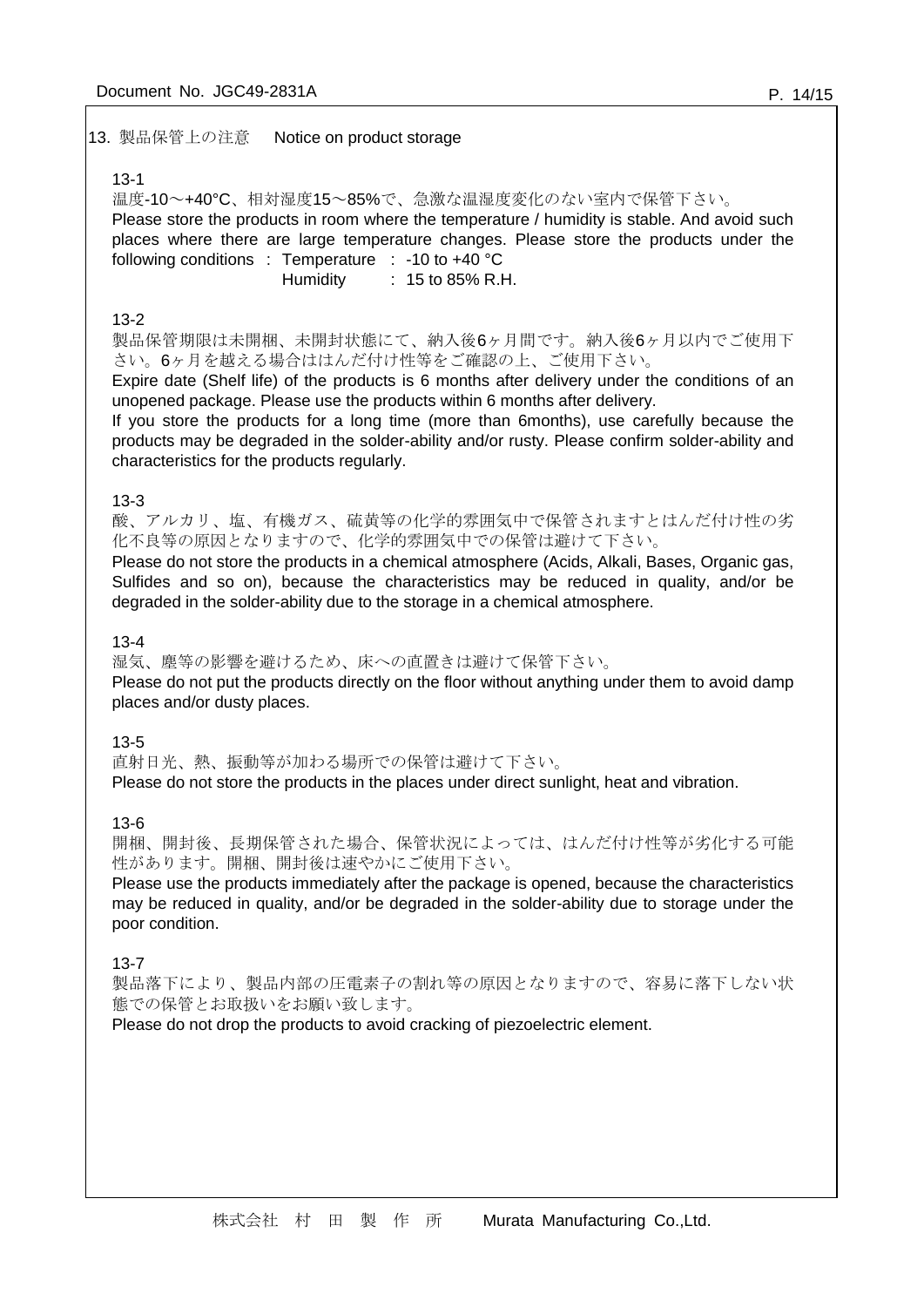## 13. 製品保管上の注意　Notice on product storage

13-1

温度-10～+40°C、相対湿度15～85%で、急激な温湿度変化のない室内で保管下さい。

Please store the products in room where the temperature / humidity is stable. And avoid such places where there are large temperature changes. Please store the products under the following conditions : Temperature : -10 to +40 °C
Humidity : 15 to 85% R.H.

13-2

製品保管期限は未開梱、未開封状態にて、納入後6ヶ月間です。納入後6ヶ月以内でご使用下さい。6ヶ月を越える場合ははんだ付け性等をご確認の上、ご使用下さい。

Expire date (Shelf life) of the products is 6 months after delivery under the conditions of an unopened package. Please use the products within 6 months after delivery.

If you store the products for a long time (more than 6months), use carefully because the products may be degraded in the solder-ability and/or rusty. Please confirm solder-ability and characteristics for the products regularly.

13-3

酸、アルカリ、塩、有機ガス、硫黄等の化学的雰囲気中で保管されますとはんだ付け性の劣化不良等の原因となりますので、化学的雰囲気中での保管は避けて下さい。

Please do not store the products in a chemical atmosphere (Acids, Alkali, Bases, Organic gas, Sulfides and so on), because the characteristics may be reduced in quality, and/or be degraded in the solder-ability due to the storage in a chemical atmosphere.

13-4

湿気、塵等の影響を避けるため、床への直置きは避けて保管下さい。

Please do not put the products directly on the floor without anything under them to avoid damp places and/or dusty places.

13-5

直射日光、熱、振動等が加わる場所での保管は避けて下さい。

Please do not store the products in the places under direct sunlight, heat and vibration.

13-6

開梱、開封後、長期保管された場合、保管状況によっては、はんだ付け性等が劣化する可能性があります。開梱、開封後は速やかにご使用下さい。

Please use the products immediately after the package is opened, because the characteristics may be reduced in quality, and/or be degraded in the solder-ability due to storage under the poor condition.

13-7

製品落下により、製品内部の圧電素子の割れ等の原因となりますので、容易に落下しない状態での保管とお取扱いをお願い致します。

Please do not drop the products to avoid cracking of piezoelectric element.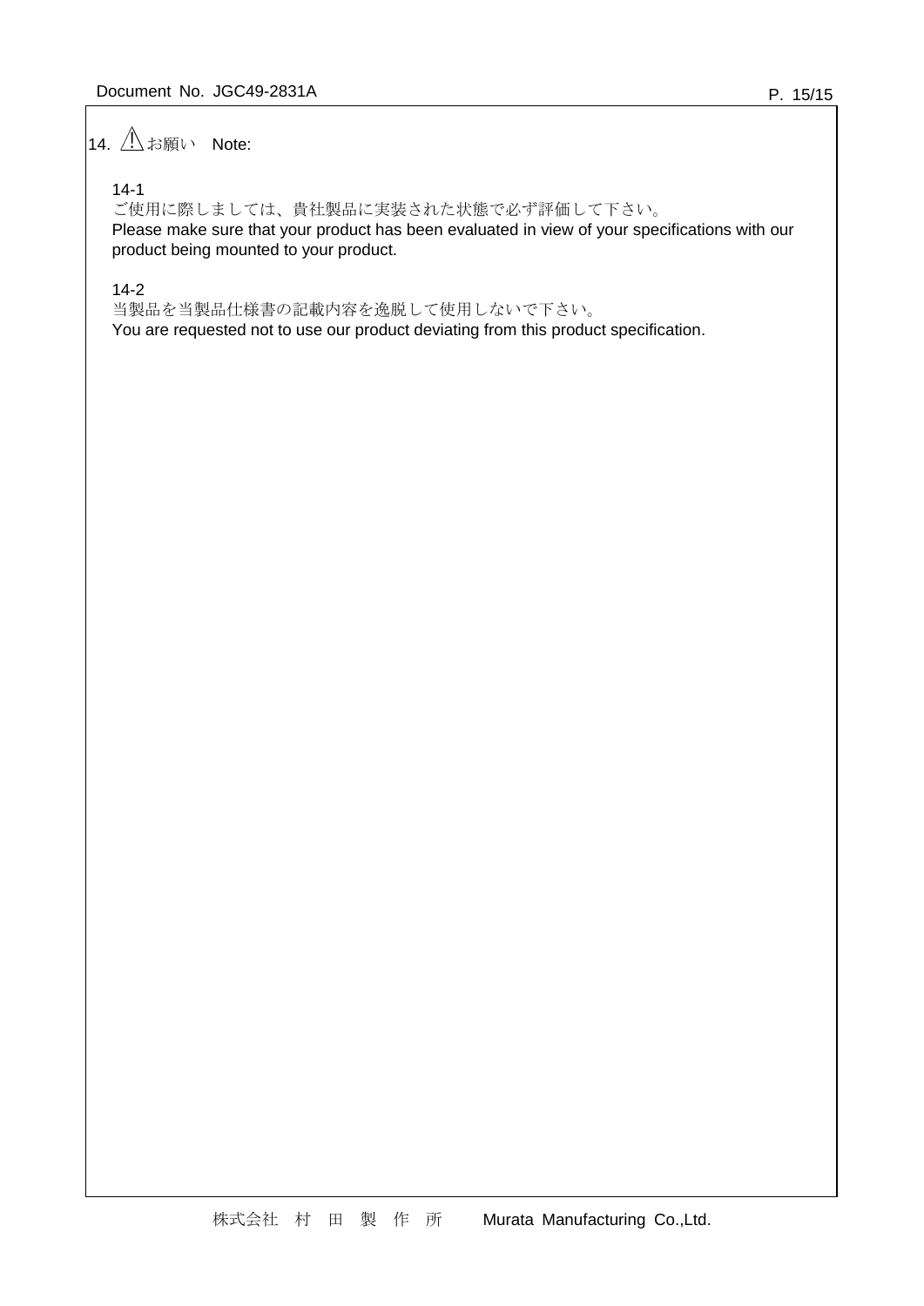## 14. ⚠ お願い　Note:

14-1

ご使用に際しましては、貴社製品に実装された状態で必ず評価して下さい。

Please make sure that your product has been evaluated in view of your specifications with our product being mounted to your product.

14-2

当製品を当製品仕様書の記載内容を逸脱して使用しないで下さい。

You are requested not to use our product deviating from this product specification.